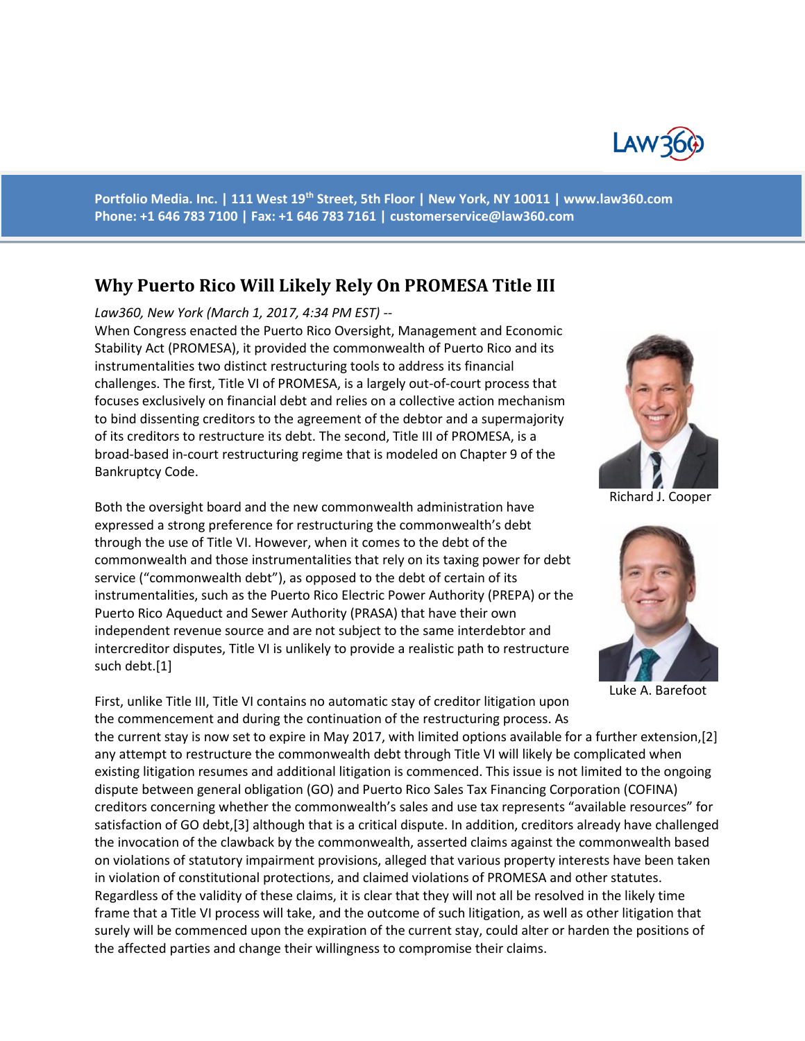Portfolio Media. Inc. | 111 West 19th Street, 5th Floor | New York, NY 10011 | www.law360.com
Phone: +1 646 783 7100 | Fax: +1 646 783 7161 | customerservice@law360.com

# Why Puerto Rico Will Likely Rely On PROMESA Title III

*Law360, New York (March 1, 2017, 4:34 PM EST) --*

When Congress enacted the Puerto Rico Oversight, Management and Economic Stability Act (PROMESA), it provided the commonwealth of Puerto Rico and its instrumentalities two distinct restructuring tools to address its financial challenges. The first, Title VI of PROMESA, is a largely out-of-court process that focuses exclusively on financial debt and relies on a collective action mechanism to bind dissenting creditors to the agreement of the debtor and a supermajority of its creditors to restructure its debt. The second, Title III of PROMESA, is a broad-based in-court restructuring regime that is modeled on Chapter 9 of the Bankruptcy Code.

Richard J. Cooper

Luke A. Barefoot

Both the oversight board and the new commonwealth administration have expressed a strong preference for restructuring the commonwealth's debt through the use of Title VI. However, when it comes to the debt of the commonwealth and those instrumentalities that rely on its taxing power for debt service ("commonwealth debt"), as opposed to the debt of certain of its instrumentalities, such as the Puerto Rico Electric Power Authority (PREPA) or the Puerto Rico Aqueduct and Sewer Authority (PRASA) that have their own independent revenue source and are not subject to the same interdebtor and intercreditor disputes, Title VI is unlikely to provide a realistic path to restructure such debt.[1]

First, unlike Title III, Title VI contains no automatic stay of creditor litigation upon the commencement and during the continuation of the restructuring process. As the current stay is now set to expire in May 2017, with limited options available for a further extension,[2] any attempt to restructure the commonwealth debt through Title VI will likely be complicated when existing litigation resumes and additional litigation is commenced. This issue is not limited to the ongoing dispute between general obligation (GO) and Puerto Rico Sales Tax Financing Corporation (COFINA) creditors concerning whether the commonwealth's sales and use tax represents "available resources" for satisfaction of GO debt,[3] although that is a critical dispute. In addition, creditors already have challenged the invocation of the clawback by the commonwealth, asserted claims against the commonwealth based on violations of statutory impairment provisions, alleged that various property interests have been taken in violation of constitutional protections, and claimed violations of PROMESA and other statutes. Regardless of the validity of these claims, it is clear that they will not all be resolved in the likely time frame that a Title VI process will take, and the outcome of such litigation, as well as other litigation that surely will be commenced upon the expiration of the current stay, could alter or harden the positions of the affected parties and change their willingness to compromise their claims.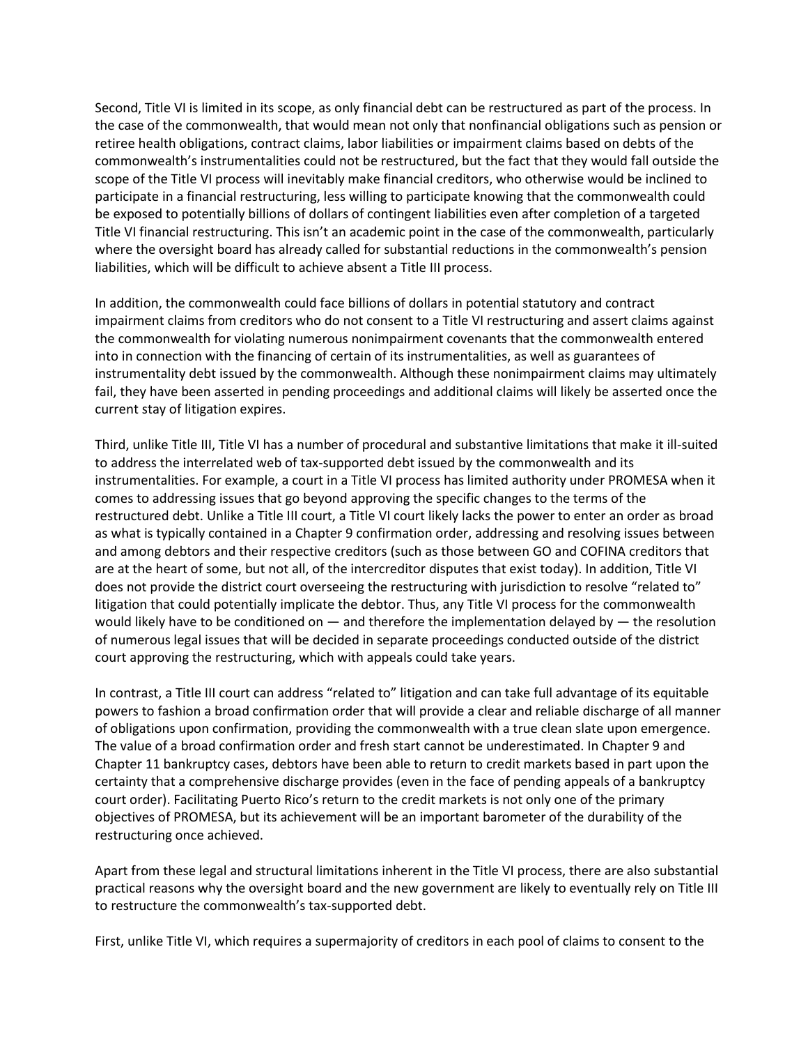Second, Title VI is limited in its scope, as only financial debt can be restructured as part of the process. In the case of the commonwealth, that would mean not only that nonfinancial obligations such as pension or retiree health obligations, contract claims, labor liabilities or impairment claims based on debts of the commonwealth's instrumentalities could not be restructured, but the fact that they would fall outside the scope of the Title VI process will inevitably make financial creditors, who otherwise would be inclined to participate in a financial restructuring, less willing to participate knowing that the commonwealth could be exposed to potentially billions of dollars of contingent liabilities even after completion of a targeted Title VI financial restructuring. This isn't an academic point in the case of the commonwealth, particularly where the oversight board has already called for substantial reductions in the commonwealth's pension liabilities, which will be difficult to achieve absent a Title III process.

In addition, the commonwealth could face billions of dollars in potential statutory and contract impairment claims from creditors who do not consent to a Title VI restructuring and assert claims against the commonwealth for violating numerous nonimpairment covenants that the commonwealth entered into in connection with the financing of certain of its instrumentalities, as well as guarantees of instrumentality debt issued by the commonwealth. Although these nonimpairment claims may ultimately fail, they have been asserted in pending proceedings and additional claims will likely be asserted once the current stay of litigation expires.

Third, unlike Title III, Title VI has a number of procedural and substantive limitations that make it ill-suited to address the interrelated web of tax-supported debt issued by the commonwealth and its instrumentalities. For example, a court in a Title VI process has limited authority under PROMESA when it comes to addressing issues that go beyond approving the specific changes to the terms of the restructured debt. Unlike a Title III court, a Title VI court likely lacks the power to enter an order as broad as what is typically contained in a Chapter 9 confirmation order, addressing and resolving issues between and among debtors and their respective creditors (such as those between GO and COFINA creditors that are at the heart of some, but not all, of the intercreditor disputes that exist today). In addition, Title VI does not provide the district court overseeing the restructuring with jurisdiction to resolve "related to" litigation that could potentially implicate the debtor. Thus, any Title VI process for the commonwealth would likely have to be conditioned on — and therefore the implementation delayed by — the resolution of numerous legal issues that will be decided in separate proceedings conducted outside of the district court approving the restructuring, which with appeals could take years.

In contrast, a Title III court can address "related to" litigation and can take full advantage of its equitable powers to fashion a broad confirmation order that will provide a clear and reliable discharge of all manner of obligations upon confirmation, providing the commonwealth with a true clean slate upon emergence. The value of a broad confirmation order and fresh start cannot be underestimated. In Chapter 9 and Chapter 11 bankruptcy cases, debtors have been able to return to credit markets based in part upon the certainty that a comprehensive discharge provides (even in the face of pending appeals of a bankruptcy court order). Facilitating Puerto Rico's return to the credit markets is not only one of the primary objectives of PROMESA, but its achievement will be an important barometer of the durability of the restructuring once achieved.

Apart from these legal and structural limitations inherent in the Title VI process, there are also substantial practical reasons why the oversight board and the new government are likely to eventually rely on Title III to restructure the commonwealth's tax-supported debt.

First, unlike Title VI, which requires a supermajority of creditors in each pool of claims to consent to the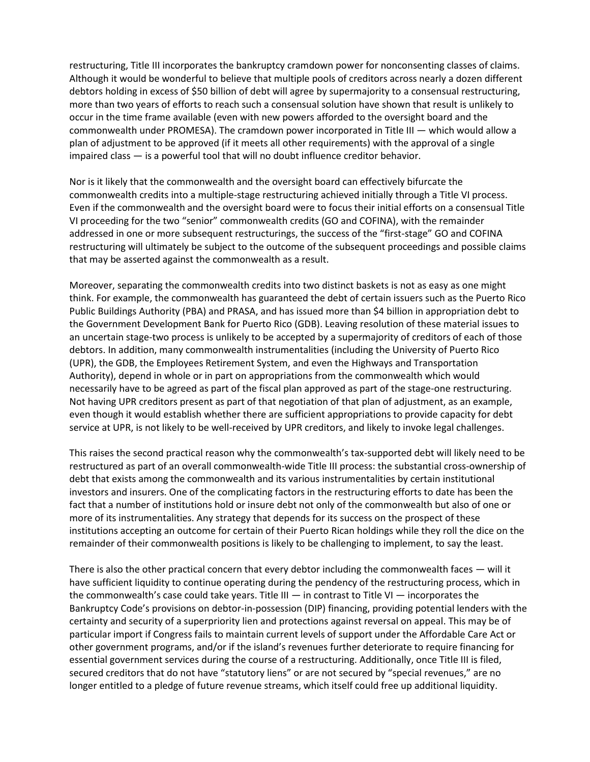restructuring, Title III incorporates the bankruptcy cramdown power for nonconsenting classes of claims. Although it would be wonderful to believe that multiple pools of creditors across nearly a dozen different debtors holding in excess of $50 billion of debt will agree by supermajority to a consensual restructuring, more than two years of efforts to reach such a consensual solution have shown that result is unlikely to occur in the time frame available (even with new powers afforded to the oversight board and the commonwealth under PROMESA). The cramdown power incorporated in Title III — which would allow a plan of adjustment to be approved (if it meets all other requirements) with the approval of a single impaired class — is a powerful tool that will no doubt influence creditor behavior.

Nor is it likely that the commonwealth and the oversight board can effectively bifurcate the commonwealth credits into a multiple-stage restructuring achieved initially through a Title VI process. Even if the commonwealth and the oversight board were to focus their initial efforts on a consensual Title VI proceeding for the two "senior" commonwealth credits (GO and COFINA), with the remainder addressed in one or more subsequent restructurings, the success of the "first-stage" GO and COFINA restructuring will ultimately be subject to the outcome of the subsequent proceedings and possible claims that may be asserted against the commonwealth as a result.

Moreover, separating the commonwealth credits into two distinct baskets is not as easy as one might think. For example, the commonwealth has guaranteed the debt of certain issuers such as the Puerto Rico Public Buildings Authority (PBA) and PRASA, and has issued more than $4 billion in appropriation debt to the Government Development Bank for Puerto Rico (GDB). Leaving resolution of these material issues to an uncertain stage-two process is unlikely to be accepted by a supermajority of creditors of each of those debtors. In addition, many commonwealth instrumentalities (including the University of Puerto Rico (UPR), the GDB, the Employees Retirement System, and even the Highways and Transportation Authority), depend in whole or in part on appropriations from the commonwealth which would necessarily have to be agreed as part of the fiscal plan approved as part of the stage-one restructuring. Not having UPR creditors present as part of that negotiation of that plan of adjustment, as an example, even though it would establish whether there are sufficient appropriations to provide capacity for debt service at UPR, is not likely to be well-received by UPR creditors, and likely to invoke legal challenges.

This raises the second practical reason why the commonwealth's tax-supported debt will likely need to be restructured as part of an overall commonwealth-wide Title III process: the substantial cross-ownership of debt that exists among the commonwealth and its various instrumentalities by certain institutional investors and insurers. One of the complicating factors in the restructuring efforts to date has been the fact that a number of institutions hold or insure debt not only of the commonwealth but also of one or more of its instrumentalities. Any strategy that depends for its success on the prospect of these institutions accepting an outcome for certain of their Puerto Rican holdings while they roll the dice on the remainder of their commonwealth positions is likely to be challenging to implement, to say the least.

There is also the other practical concern that every debtor including the commonwealth faces — will it have sufficient liquidity to continue operating during the pendency of the restructuring process, which in the commonwealth's case could take years. Title III — in contrast to Title VI — incorporates the Bankruptcy Code's provisions on debtor-in-possession (DIP) financing, providing potential lenders with the certainty and security of a superpriority lien and protections against reversal on appeal. This may be of particular import if Congress fails to maintain current levels of support under the Affordable Care Act or other government programs, and/or if the island's revenues further deteriorate to require financing for essential government services during the course of a restructuring. Additionally, once Title III is filed, secured creditors that do not have "statutory liens" or are not secured by "special revenues," are no longer entitled to a pledge of future revenue streams, which itself could free up additional liquidity.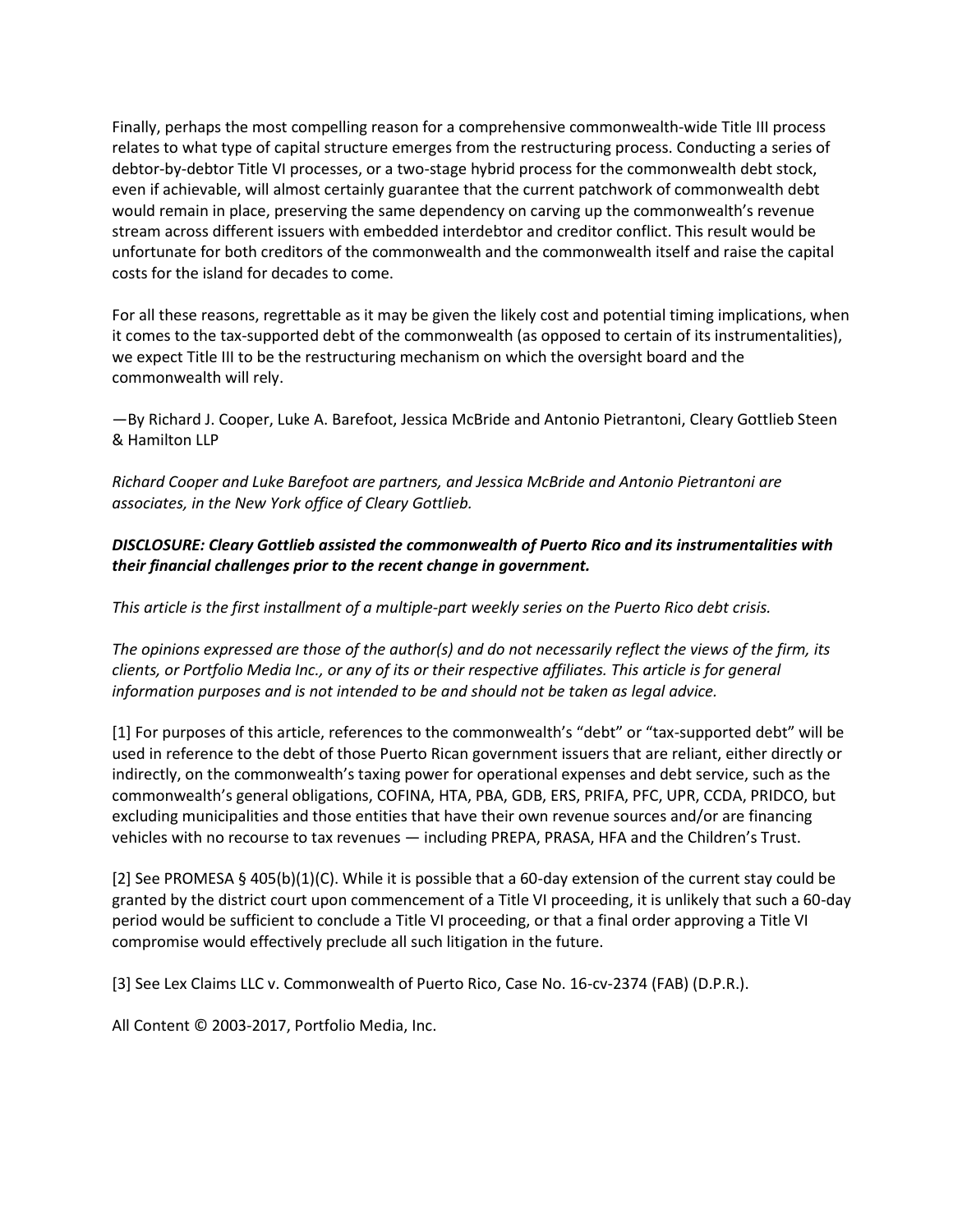Finally, perhaps the most compelling reason for a comprehensive commonwealth-wide Title III process relates to what type of capital structure emerges from the restructuring process. Conducting a series of debtor-by-debtor Title VI processes, or a two-stage hybrid process for the commonwealth debt stock, even if achievable, will almost certainly guarantee that the current patchwork of commonwealth debt would remain in place, preserving the same dependency on carving up the commonwealth's revenue stream across different issuers with embedded interdebtor and creditor conflict. This result would be unfortunate for both creditors of the commonwealth and the commonwealth itself and raise the capital costs for the island for decades to come.

For all these reasons, regrettable as it may be given the likely cost and potential timing implications, when it comes to the tax-supported debt of the commonwealth (as opposed to certain of its instrumentalities), we expect Title III to be the restructuring mechanism on which the oversight board and the commonwealth will rely.

—By Richard J. Cooper, Luke A. Barefoot, Jessica McBride and Antonio Pietrantoni, Cleary Gottlieb Steen & Hamilton LLP

*Richard Cooper and Luke Barefoot are partners, and Jessica McBride and Antonio Pietrantoni are associates, in the New York office of Cleary Gottlieb.*

***DISCLOSURE: Cleary Gottlieb assisted the commonwealth of Puerto Rico and its instrumentalities with their financial challenges prior to the recent change in government.***

*This article is the first installment of a multiple-part weekly series on the Puerto Rico debt crisis.*

*The opinions expressed are those of the author(s) and do not necessarily reflect the views of the firm, its clients, or Portfolio Media Inc., or any of its or their respective affiliates. This article is for general information purposes and is not intended to be and should not be taken as legal advice.*

[1] For purposes of this article, references to the commonwealth's "debt" or "tax-supported debt" will be used in reference to the debt of those Puerto Rican government issuers that are reliant, either directly or indirectly, on the commonwealth's taxing power for operational expenses and debt service, such as the commonwealth's general obligations, COFINA, HTA, PBA, GDB, ERS, PRIFA, PFC, UPR, CCDA, PRIDCO, but excluding municipalities and those entities that have their own revenue sources and/or are financing vehicles with no recourse to tax revenues — including PREPA, PRASA, HFA and the Children's Trust.

[2] See PROMESA § 405(b)(1)(C). While it is possible that a 60-day extension of the current stay could be granted by the district court upon commencement of a Title VI proceeding, it is unlikely that such a 60-day period would be sufficient to conclude a Title VI proceeding, or that a final order approving a Title VI compromise would effectively preclude all such litigation in the future.

[3] See Lex Claims LLC v. Commonwealth of Puerto Rico, Case No. 16-cv-2374 (FAB) (D.P.R.).

All Content © 2003-2017, Portfolio Media, Inc.